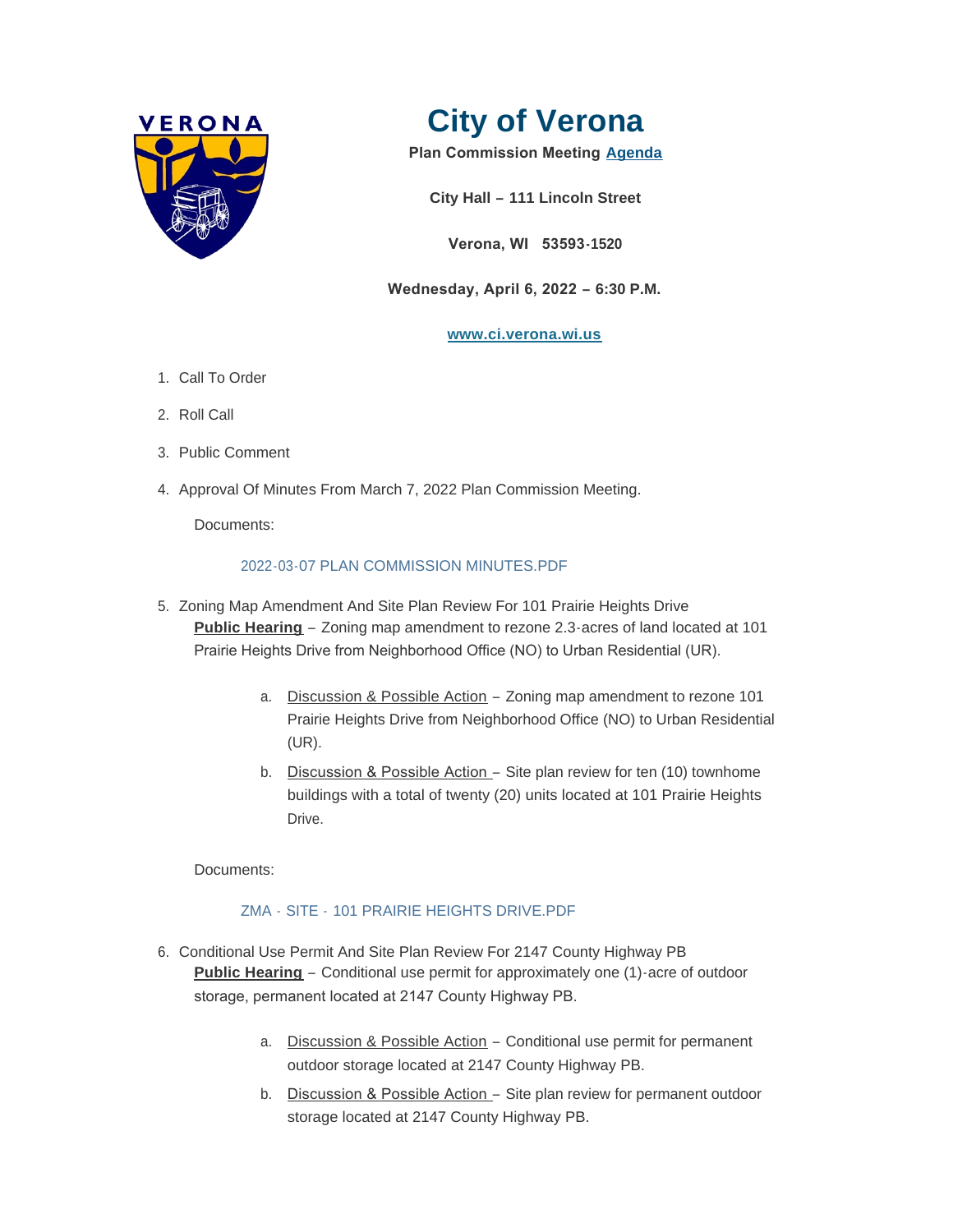# City of Verona

**Plan Commission Meeting Agenda**

**City Hall – 111 Lincoln Street**

**Verona, WI 53593-1520**

**Wednesday, April 6, 2022 – 6:30 P.M.**

**www.ci.verona.wi.us**

1. Call To Order
2. Roll Call
3. Public Comment
4. Approval Of Minutes From March 7, 2022 Plan Commission Meeting.

   Documents:

   2022-03-07 PLAN COMMISSION MINUTES.PDF

5. Zoning Map Amendment And Site Plan Review For 101 Prairie Heights Drive
   **Public Hearing** – Zoning map amendment to rezone 2.3-acres of land located at 101 Prairie Heights Drive from Neighborhood Office (NO) to Urban Residential (UR).

   a. Discussion & Possible Action – Zoning map amendment to rezone 101 Prairie Heights Drive from Neighborhood Office (NO) to Urban Residential (UR).
   b. Discussion & Possible Action – Site plan review for ten (10) townhome buildings with a total of twenty (20) units located at 101 Prairie Heights Drive.

   Documents:

   ZMA - SITE - 101 PRAIRIE HEIGHTS DRIVE.PDF

6. Conditional Use Permit And Site Plan Review For 2147 County Highway PB
   **Public Hearing** – Conditional use permit for approximately one (1)-acre of outdoor storage, permanent located at 2147 County Highway PB.

   a. Discussion & Possible Action – Conditional use permit for permanent outdoor storage located at 2147 County Highway PB.
   b. Discussion & Possible Action – Site plan review for permanent outdoor storage located at 2147 County Highway PB.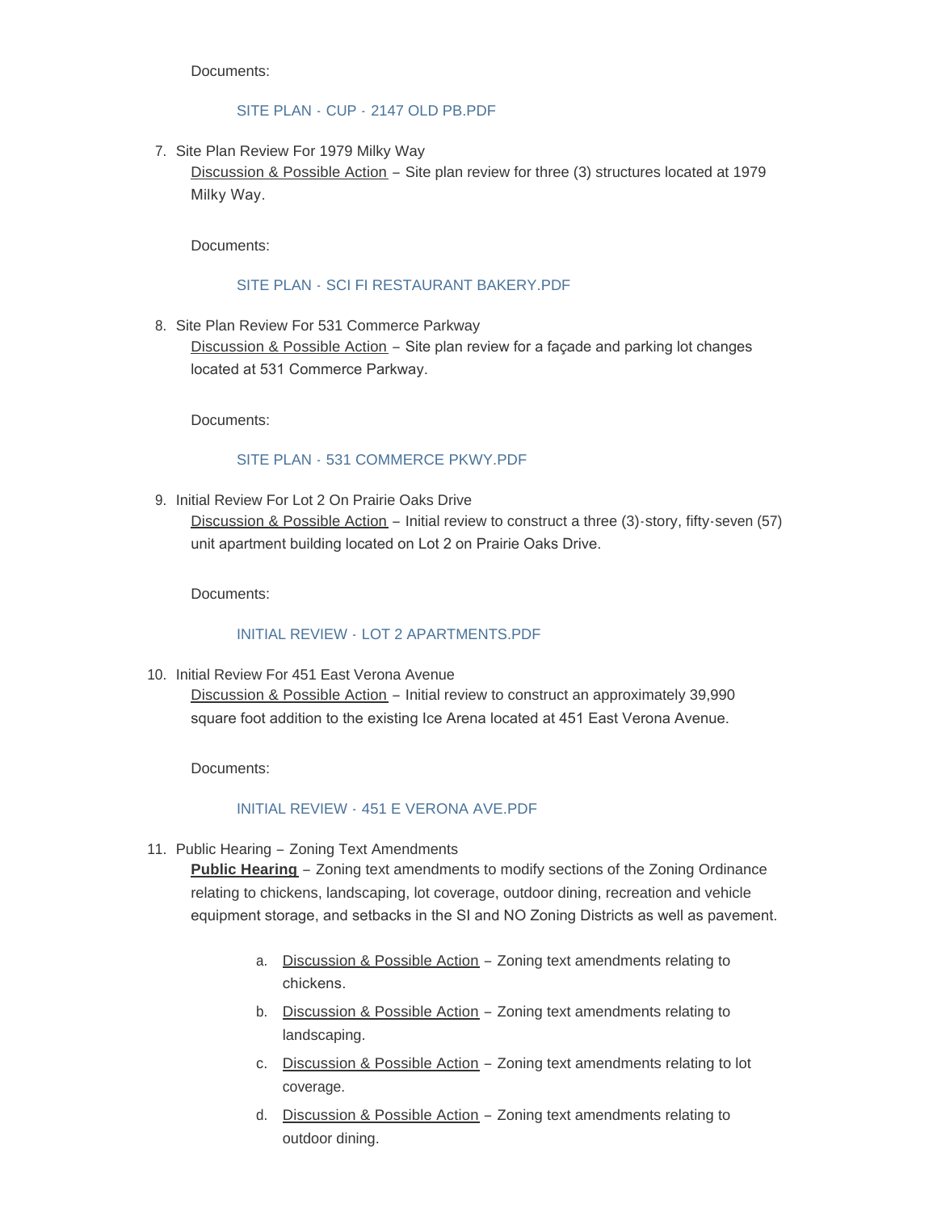Documents:

SITE PLAN - CUP - 2147 OLD PB.PDF

7. Site Plan Review For 1979 Milky Way
   Discussion & Possible Action – Site plan review for three (3) structures located at 1979 Milky Way.

   Documents:

   SITE PLAN - SCI FI RESTAURANT BAKERY.PDF

8. Site Plan Review For 531 Commerce Parkway
   Discussion & Possible Action – Site plan review for a façade and parking lot changes located at 531 Commerce Parkway.

   Documents:

   SITE PLAN - 531 COMMERCE PKWY.PDF

9. Initial Review For Lot 2 On Prairie Oaks Drive
   Discussion & Possible Action – Initial review to construct a three (3)-story, fifty-seven (57) unit apartment building located on Lot 2 on Prairie Oaks Drive.

   Documents:

   INITIAL REVIEW - LOT 2 APARTMENTS.PDF

10. Initial Review For 451 East Verona Avenue
    Discussion & Possible Action – Initial review to construct an approximately 39,990 square foot addition to the existing Ice Arena located at 451 East Verona Avenue.

    Documents:

    INITIAL REVIEW - 451 E VERONA AVE.PDF

11. Public Hearing – Zoning Text Amendments
    **Public Hearing** – Zoning text amendments to modify sections of the Zoning Ordinance relating to chickens, landscaping, lot coverage, outdoor dining, recreation and vehicle equipment storage, and setbacks in the SI and NO Zoning Districts as well as pavement.

    a. Discussion & Possible Action – Zoning text amendments relating to chickens.
    b. Discussion & Possible Action – Zoning text amendments relating to landscaping.
    c. Discussion & Possible Action – Zoning text amendments relating to lot coverage.
    d. Discussion & Possible Action – Zoning text amendments relating to outdoor dining.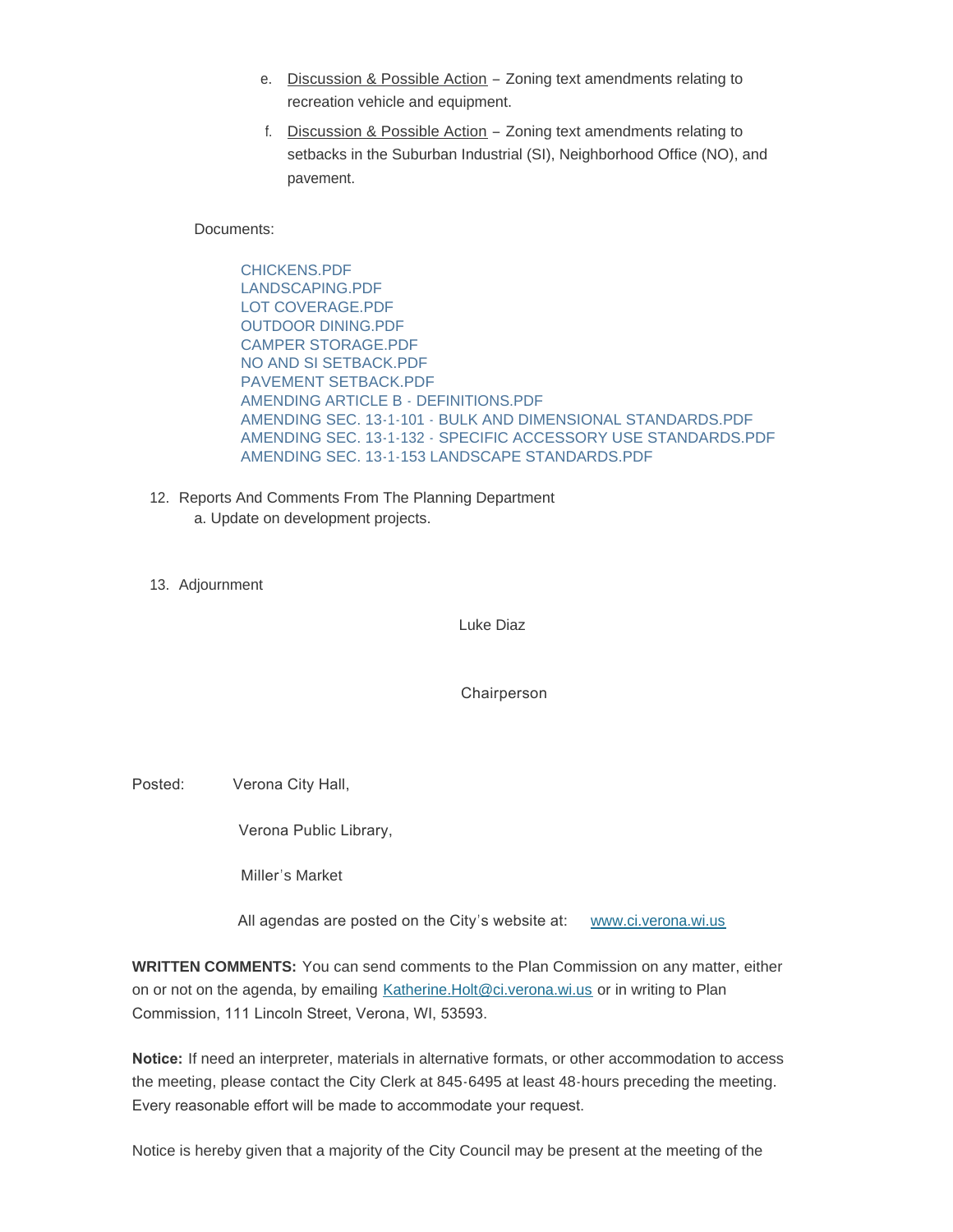e. <u>Discussion & Possible Action</u> – Zoning text amendments relating to recreation vehicle and equipment.

f. <u>Discussion & Possible Action</u> – Zoning text amendments relating to setbacks in the Suburban Industrial (SI), Neighborhood Office (NO), and pavement.

Documents:

CHICKENS.PDF
LANDSCAPING.PDF
LOT COVERAGE.PDF
OUTDOOR DINING.PDF
CAMPER STORAGE.PDF
NO AND SI SETBACK.PDF
PAVEMENT SETBACK.PDF
AMENDING ARTICLE B - DEFINITIONS.PDF
AMENDING SEC. 13-1-101 - BULK AND DIMENSIONAL STANDARDS.PDF
AMENDING SEC. 13-1-132 - SPECIFIC ACCESSORY USE STANDARDS.PDF
AMENDING SEC. 13-1-153 LANDSCAPE STANDARDS.PDF

12. Reports And Comments From The Planning Department
    a. Update on development projects.

13. Adjournment

Luke Diaz

Chairperson

Posted: Verona City Hall,

Verona Public Library,

Miller's Market

All agendas are posted on the City's website at: www.ci.verona.wi.us

**WRITTEN COMMENTS:** You can send comments to the Plan Commission on any matter, either on or not on the agenda, by emailing Katherine.Holt@ci.verona.wi.us or in writing to Plan Commission, 111 Lincoln Street, Verona, WI, 53593.

**Notice:** If need an interpreter, materials in alternative formats, or other accommodation to access the meeting, please contact the City Clerk at 845-6495 at least 48-hours preceding the meeting. Every reasonable effort will be made to accommodate your request.

Notice is hereby given that a majority of the City Council may be present at the meeting of the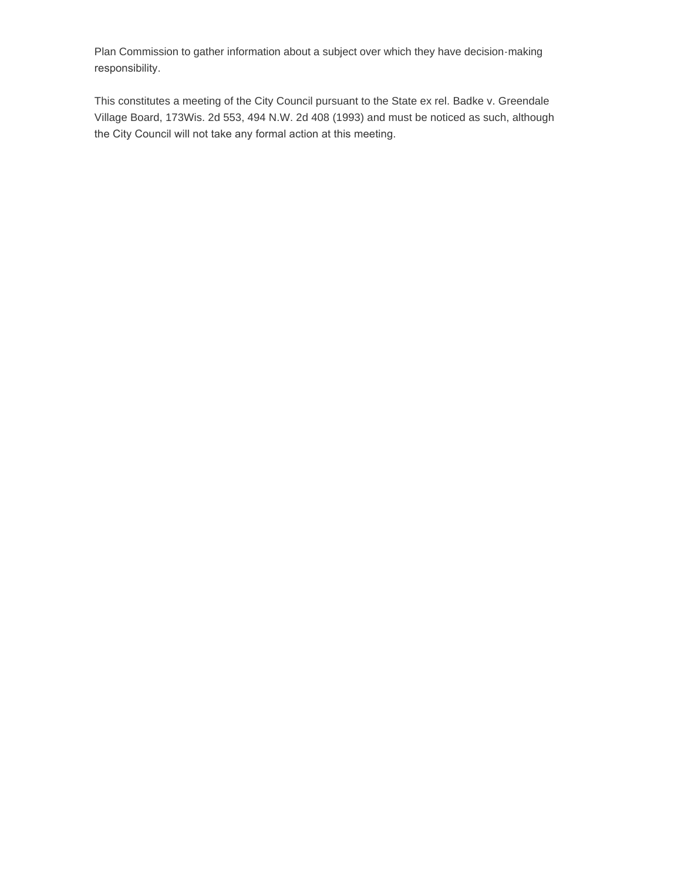Plan Commission to gather information about a subject over which they have decision-making responsibility.

This constitutes a meeting of the City Council pursuant to the State ex rel. Badke v. Greendale Village Board, 173Wis. 2d 553, 494 N.W. 2d 408 (1993) and must be noticed as such, although the City Council will not take any formal action at this meeting.